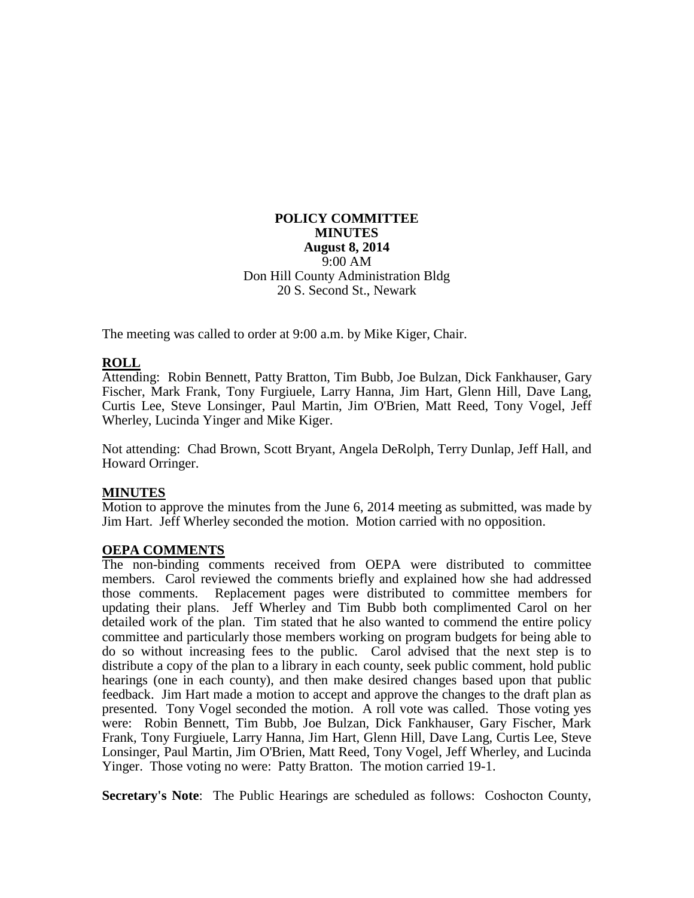**POLICY COMMITTEE**
**MINUTES**
**August 8, 2014**
9:00 AM
Don Hill County Administration Bldg
20 S. Second St., Newark

The meeting was called to order at 9:00 a.m. by Mike Kiger, Chair.

## ROLL

Attending: Robin Bennett, Patty Bratton, Tim Bubb, Joe Bulzan, Dick Fankhauser, Gary Fischer, Mark Frank, Tony Furgiuele, Larry Hanna, Jim Hart, Glenn Hill, Dave Lang, Curtis Lee, Steve Lonsinger, Paul Martin, Jim O'Brien, Matt Reed, Tony Vogel, Jeff Wherley, Lucinda Yinger and Mike Kiger.

Not attending: Chad Brown, Scott Bryant, Angela DeRolph, Terry Dunlap, Jeff Hall, and Howard Orringer.

## MINUTES

Motion to approve the minutes from the June 6, 2014 meeting as submitted, was made by Jim Hart. Jeff Wherley seconded the motion. Motion carried with no opposition.

## OEPA COMMENTS

The non-binding comments received from OEPA were distributed to committee members. Carol reviewed the comments briefly and explained how she had addressed those comments. Replacement pages were distributed to committee members for updating their plans. Jeff Wherley and Tim Bubb both complimented Carol on her detailed work of the plan. Tim stated that he also wanted to commend the entire policy committee and particularly those members working on program budgets for being able to do so without increasing fees to the public. Carol advised that the next step is to distribute a copy of the plan to a library in each county, seek public comment, hold public hearings (one in each county), and then make desired changes based upon that public feedback. Jim Hart made a motion to accept and approve the changes to the draft plan as presented. Tony Vogel seconded the motion. A roll vote was called. Those voting yes were: Robin Bennett, Tim Bubb, Joe Bulzan, Dick Fankhauser, Gary Fischer, Mark Frank, Tony Furgiuele, Larry Hanna, Jim Hart, Glenn Hill, Dave Lang, Curtis Lee, Steve Lonsinger, Paul Martin, Jim O'Brien, Matt Reed, Tony Vogel, Jeff Wherley, and Lucinda Yinger. Those voting no were: Patty Bratton. The motion carried 19-1.

**Secretary's Note**: The Public Hearings are scheduled as follows: Coshocton County,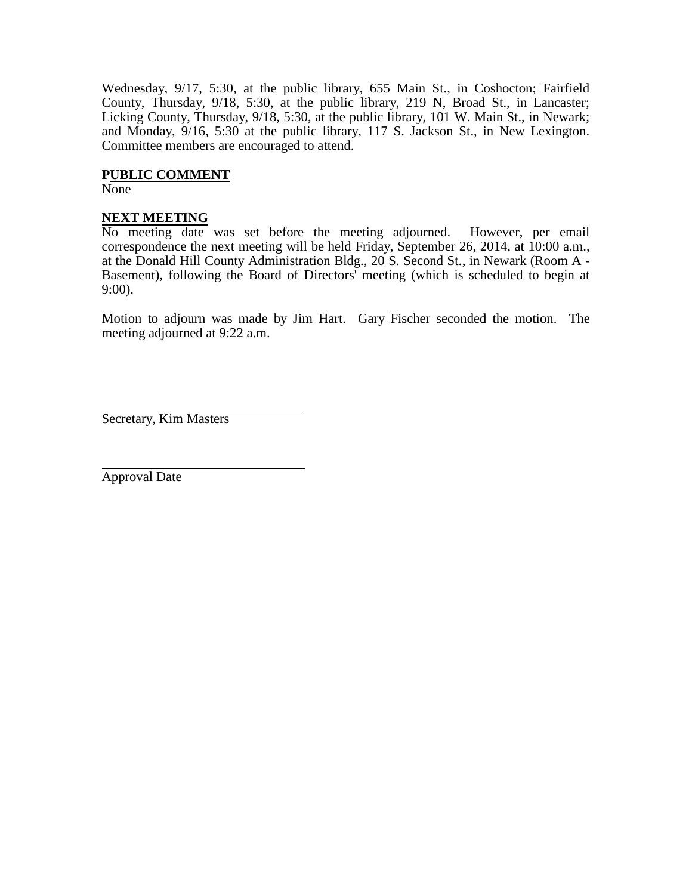Wednesday, 9/17, 5:30, at the public library, 655 Main St., in Coshocton; Fairfield County, Thursday, 9/18, 5:30, at the public library, 219 N, Broad St., in Lancaster; Licking County, Thursday, 9/18, 5:30, at the public library, 101 W. Main St., in Newark; and Monday, 9/16, 5:30 at the public library, 117 S. Jackson St., in New Lexington. Committee members are encouraged to attend.

**PUBLIC COMMENT**

None

**NEXT MEETING**

No meeting date was set before the meeting adjourned. However, per email correspondence the next meeting will be held Friday, September 26, 2014, at 10:00 a.m., at the Donald Hill County Administration Bldg., 20 S. Second St., in Newark (Room A - Basement), following the Board of Directors' meeting (which is scheduled to begin at 9:00).

Motion to adjourn was made by Jim Hart. Gary Fischer seconded the motion. The meeting adjourned at 9:22 a.m.

\_\_\_\_\_\_\_\_\_\_\_\_\_\_\_\_\_\_\_\_\_\_\_\_\_\_\_\_\_\_

Secretary, Kim Masters

\_\_\_\_\_\_\_\_\_\_\_\_\_\_\_\_\_\_\_\_\_\_\_\_\_\_\_\_\_\_

Approval Date